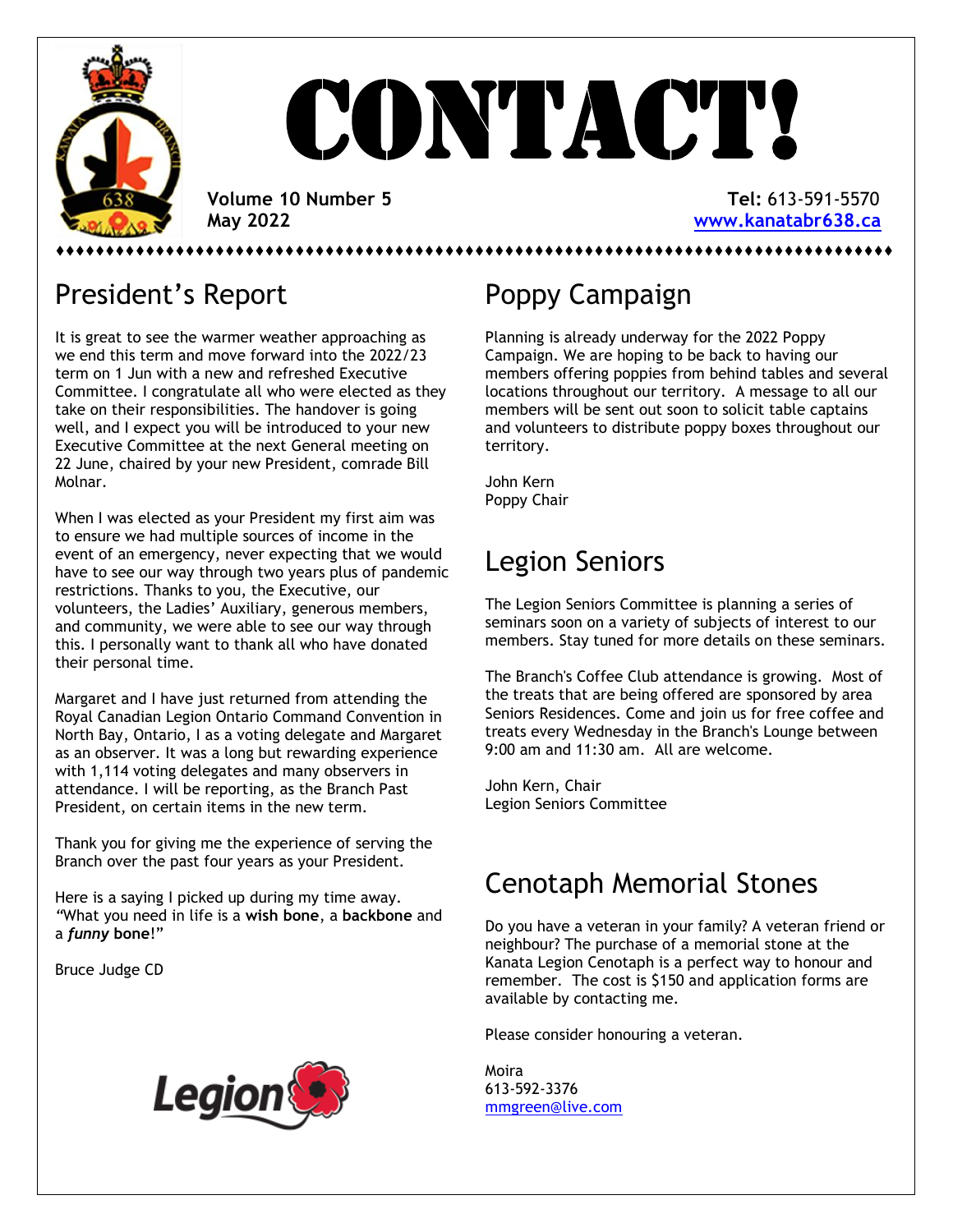# CONTACT!

**Volume 10 Number 5**
**May 2022**

**Tel:** 613-591-5570
**www.kanatabr638.ca**

## President's Report

It is great to see the warmer weather approaching as we end this term and move forward into the 2022/23 term on 1 Jun with a new and refreshed Executive Committee. I congratulate all who were elected as they take on their responsibilities. The handover is going well, and I expect you will be introduced to your new Executive Committee at the next General meeting on 22 June, chaired by your new President, comrade Bill Molnar.

When I was elected as your President my first aim was to ensure we had multiple sources of income in the event of an emergency, never expecting that we would have to see our way through two years plus of pandemic restrictions. Thanks to you, the Executive, our volunteers, the Ladies' Auxiliary, generous members, and community, we were able to see our way through this. I personally want to thank all who have donated their personal time.

Margaret and I have just returned from attending the Royal Canadian Legion Ontario Command Convention in North Bay, Ontario, I as a voting delegate and Margaret as an observer. It was a long but rewarding experience with 1,114 voting delegates and many observers in attendance. I will be reporting, as the Branch Past President, on certain items in the new term.

Thank you for giving me the experience of serving the Branch over the past four years as your President.

Here is a saying I picked up during my time away. "What you need in life is a **wish bone**, a **backbone** and a ***funny* bone**!"

Bruce Judge CD

## Poppy Campaign

Planning is already underway for the 2022 Poppy Campaign. We are hoping to be back to having our members offering poppies from behind tables and several locations throughout our territory. A message to all our members will be sent out soon to solicit table captains and volunteers to distribute poppy boxes throughout our territory.

John Kern
Poppy Chair

## Legion Seniors

The Legion Seniors Committee is planning a series of seminars soon on a variety of subjects of interest to our members. Stay tuned for more details on these seminars.

The Branch's Coffee Club attendance is growing. Most of the treats that are being offered are sponsored by area Seniors Residences. Come and join us for free coffee and treats every Wednesday in the Branch's Lounge between 9:00 am and 11:30 am. All are welcome.

John Kern, Chair
Legion Seniors Committee

## Cenotaph Memorial Stones

Do you have a veteran in your family? A veteran friend or neighbour? The purchase of a memorial stone at the Kanata Legion Cenotaph is a perfect way to honour and remember. The cost is $150 and application forms are available by contacting me.

Please consider honouring a veteran.

Moira
613-592-3376
mmgreen@live.com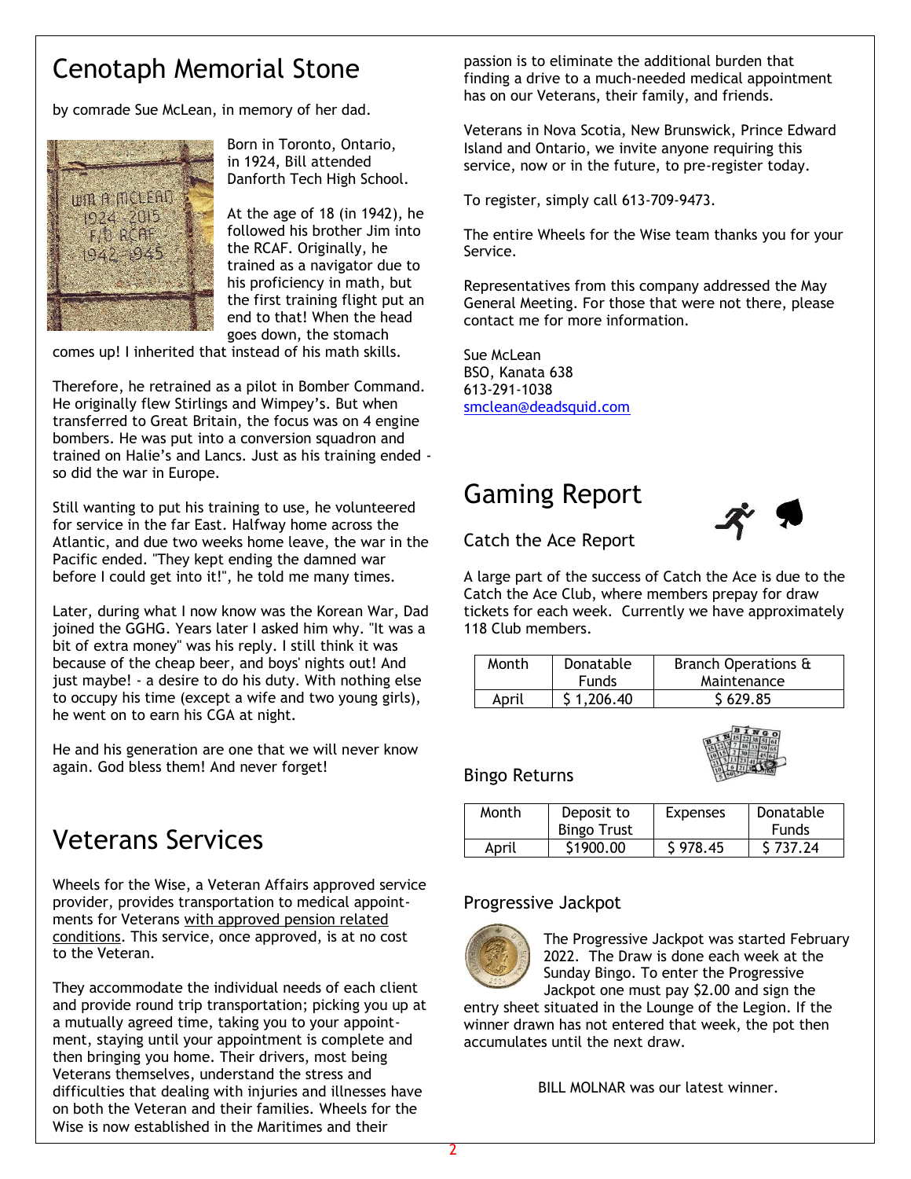# Cenotaph Memorial Stone

by comrade Sue McLean, in memory of her dad.

Born in Toronto, Ontario, in 1924, Bill attended Danforth Tech High School.

At the age of 18 (in 1942), he followed his brother Jim into the RCAF. Originally, he trained as a navigator due to his proficiency in math, but the first training flight put an end to that! When the head goes down, the stomach comes up! I inherited that instead of his math skills.

Therefore, he retrained as a pilot in Bomber Command. He originally flew Stirlings and Wimpey's. But when transferred to Great Britain, the focus was on 4 engine bombers. He was put into a conversion squadron and trained on Halie's and Lancs. Just as his training ended - so did the war in Europe.

Still wanting to put his training to use, he volunteered for service in the far East. Halfway home across the Atlantic, and due two weeks home leave, the war in the Pacific ended. "They kept ending the damned war before I could get into it!", he told me many times.

Later, during what I now know was the Korean War, Dad joined the GGHG. Years later I asked him why. "It was a bit of extra money" was his reply. I still think it was because of the cheap beer, and boys' nights out! And just maybe! - a desire to do his duty. With nothing else to occupy his time (except a wife and two young girls), he went on to earn his CGA at night.

He and his generation are one that we will never know again. God bless them! And never forget!

# Veterans Services

Wheels for the Wise, a Veteran Affairs approved service provider, provides transportation to medical appointments for Veterans with approved pension related conditions. This service, once approved, is at no cost to the Veteran.

They accommodate the individual needs of each client and provide round trip transportation; picking you up at a mutually agreed time, taking you to your appointment, staying until your appointment is complete and then bringing you home. Their drivers, most being Veterans themselves, understand the stress and difficulties that dealing with injuries and illnesses have on both the Veteran and their families. Wheels for the Wise is now established in the Maritimes and their passion is to eliminate the additional burden that finding a drive to a much-needed medical appointment has on our Veterans, their family, and friends.

Veterans in Nova Scotia, New Brunswick, Prince Edward Island and Ontario, we invite anyone requiring this service, now or in the future, to pre-register today.

To register, simply call 613-709-9473.

The entire Wheels for the Wise team thanks you for your Service.

Representatives from this company addressed the May General Meeting. For those that were not there, please contact me for more information.

Sue McLean
BSO, Kanata 638
613-291-1038
smclean@deadsquid.com

# Gaming Report

## Catch the Ace Report

A large part of the success of Catch the Ace is due to the Catch the Ace Club, where members prepay for draw tickets for each week. Currently we have approximately 118 Club members.

| Month | Donatable Funds | Branch Operations & Maintenance |
|---|---|---|
| April | $ 1,206.40 | $ 629.85 |

## Bingo Returns

| Month | Deposit to Bingo Trust | Expenses | Donatable Funds |
|---|---|---|---|
| April | $1900.00 | $ 978.45 | $ 737.24 |

## Progressive Jackpot

The Progressive Jackpot was started February 2022. The Draw is done each week at the Sunday Bingo. To enter the Progressive Jackpot one must pay $2.00 and sign the entry sheet situated in the Lounge of the Legion. If the winner drawn has not entered that week, the pot then accumulates until the next draw.

BILL MOLNAR was our latest winner.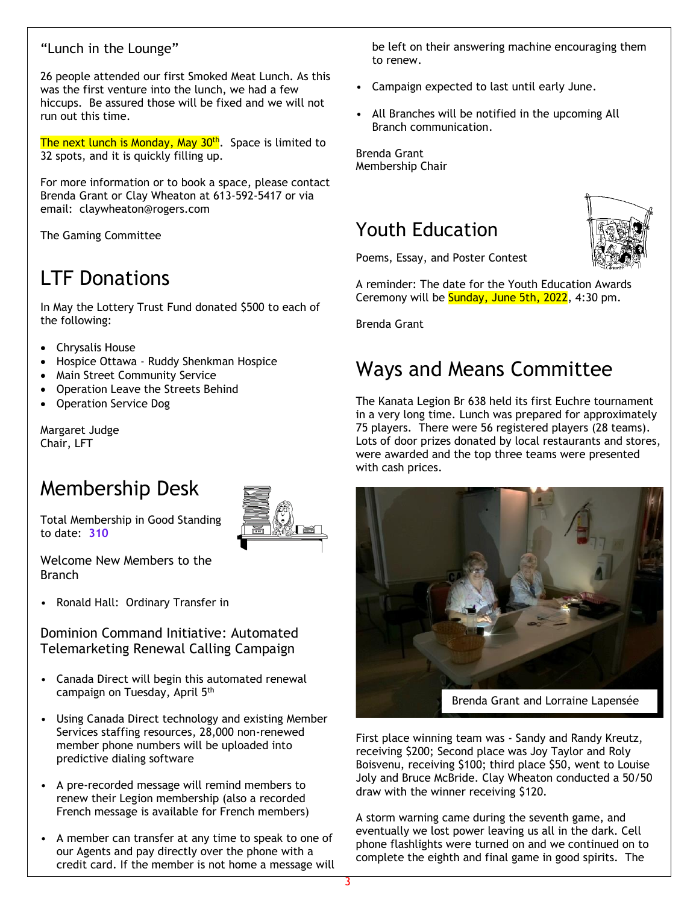"Lunch in the Lounge"

26 people attended our first Smoked Meat Lunch. As this was the first venture into the lunch, we had a few hiccups. Be assured those will be fixed and we will not run out this time.

The next lunch is Monday, May 30th. Space is limited to 32 spots, and it is quickly filling up.

For more information or to book a space, please contact Brenda Grant or Clay Wheaton at 613-592-5417 or via email: claywheaton@rogers.com

The Gaming Committee

# LTF Donations

In May the Lottery Trust Fund donated $500 to each of the following:

- Chrysalis House
- Hospice Ottawa - Ruddy Shenkman Hospice
- Main Street Community Service
- Operation Leave the Streets Behind
- Operation Service Dog

Margaret Judge
Chair, LFT

# Membership Desk

Total Membership in Good Standing to date: **310**

Welcome New Members to the Branch

- Ronald Hall: Ordinary Transfer in

## Dominion Command Initiative: Automated Telemarketing Renewal Calling Campaign

- Canada Direct will begin this automated renewal campaign on Tuesday, April 5th
- Using Canada Direct technology and existing Member Services staffing resources, 28,000 non-renewed member phone numbers will be uploaded into predictive dialing software
- A pre-recorded message will remind members to renew their Legion membership (also a recorded French message is available for French members)
- A member can transfer at any time to speak to one of our Agents and pay directly over the phone with a credit card. If the member is not home a message will be left on their answering machine encouraging them to renew.
- Campaign expected to last until early June.
- All Branches will be notified in the upcoming All Branch communication.

Brenda Grant
Membership Chair

# Youth Education

Poems, Essay, and Poster Contest

A reminder: The date for the Youth Education Awards Ceremony will be Sunday, June 5th, 2022, 4:30 pm.

Brenda Grant

# Ways and Means Committee

The Kanata Legion Br 638 held its first Euchre tournament in a very long time. Lunch was prepared for approximately 75 players. There were 56 registered players (28 teams). Lots of door prizes donated by local restaurants and stores, were awarded and the top three teams were presented with cash prices.

Brenda Grant and Lorraine Lapensée

First place winning team was - Sandy and Randy Kreutz, receiving $200; Second place was Joy Taylor and Roly Boisvenu, receiving $100; third place $50, went to Louise Joly and Bruce McBride. Clay Wheaton conducted a 50/50 draw with the winner receiving $120.

A storm warning came during the seventh game, and eventually we lost power leaving us all in the dark. Cell phone flashlights were turned on and we continued on to complete the eighth and final game in good spirits. The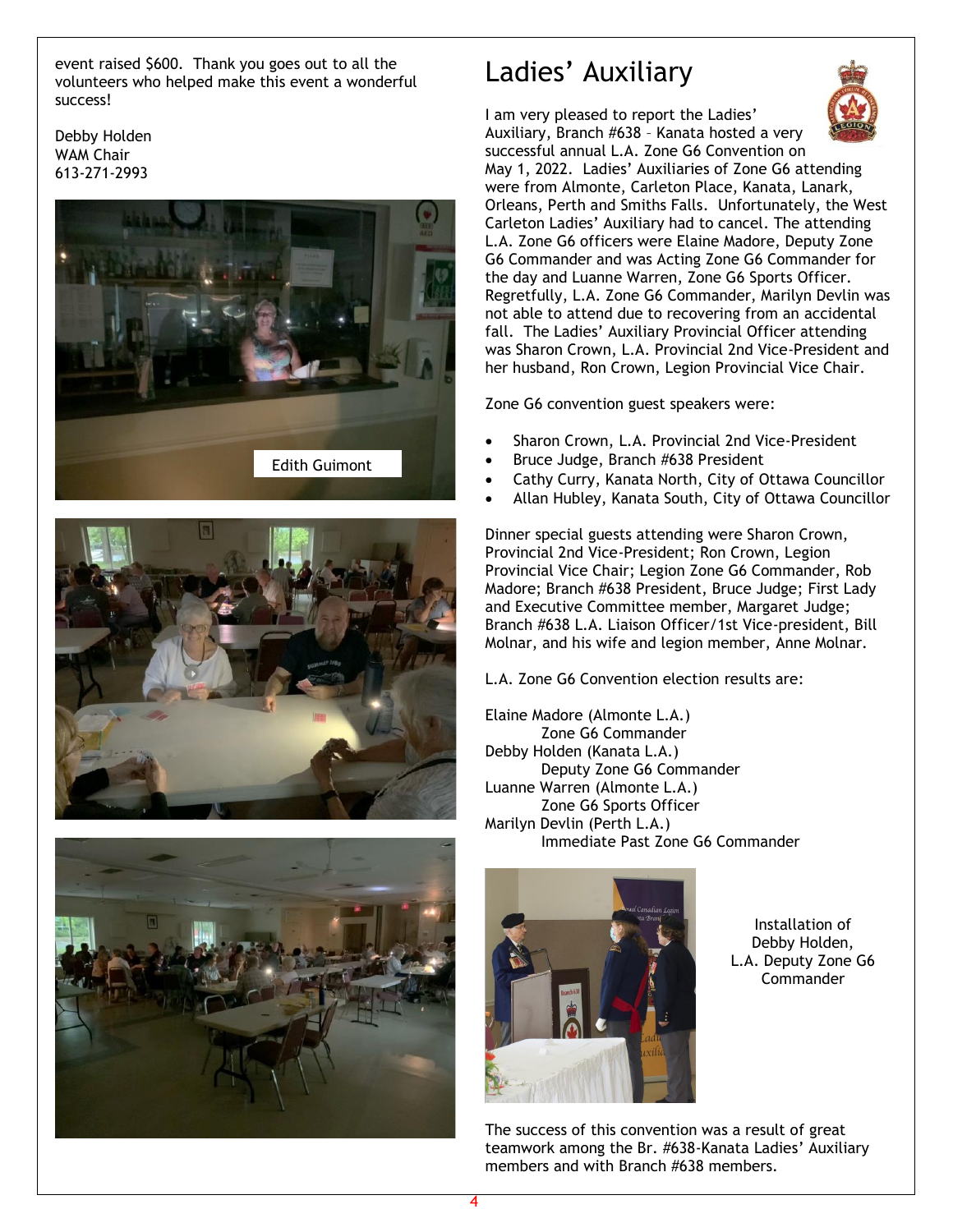event raised $600. Thank you goes out to all the volunteers who helped make this event a wonderful success!

Debby Holden
WAM Chair
613-271-2993

Edith Guimont

# Ladies' Auxiliary

I am very pleased to report the Ladies' Auxiliary, Branch #638 – Kanata hosted a very successful annual L.A. Zone G6 Convention on May 1, 2022. Ladies' Auxiliaries of Zone G6 attending were from Almonte, Carleton Place, Kanata, Lanark, Orleans, Perth and Smiths Falls. Unfortunately, the West Carleton Ladies' Auxiliary had to cancel. The attending L.A. Zone G6 officers were Elaine Madore, Deputy Zone G6 Commander and was Acting Zone G6 Commander for the day and Luanne Warren, Zone G6 Sports Officer. Regretfully, L.A. Zone G6 Commander, Marilyn Devlin was not able to attend due to recovering from an accidental fall. The Ladies' Auxiliary Provincial Officer attending was Sharon Crown, L.A. Provincial 2nd Vice-President and her husband, Ron Crown, Legion Provincial Vice Chair.

Zone G6 convention guest speakers were:

- Sharon Crown, L.A. Provincial 2nd Vice-President
- Bruce Judge, Branch #638 President
- Cathy Curry, Kanata North, City of Ottawa Councillor
- Allan Hubley, Kanata South, City of Ottawa Councillor

Dinner special guests attending were Sharon Crown, Provincial 2nd Vice-President; Ron Crown, Legion Provincial Vice Chair; Legion Zone G6 Commander, Rob Madore; Branch #638 President, Bruce Judge; First Lady and Executive Committee member, Margaret Judge; Branch #638 L.A. Liaison Officer/1st Vice-president, Bill Molnar, and his wife and legion member, Anne Molnar.

L.A. Zone G6 Convention election results are:

Elaine Madore (Almonte L.A.)
Zone G6 Commander
Debby Holden (Kanata L.A.)
Deputy Zone G6 Commander
Luanne Warren (Almonte L.A.)
Zone G6 Sports Officer
Marilyn Devlin (Perth L.A.)
Immediate Past Zone G6 Commander

Installation of Debby Holden, L.A. Deputy Zone G6 Commander

The success of this convention was a result of great teamwork among the Br. #638-Kanata Ladies' Auxiliary members and with Branch #638 members.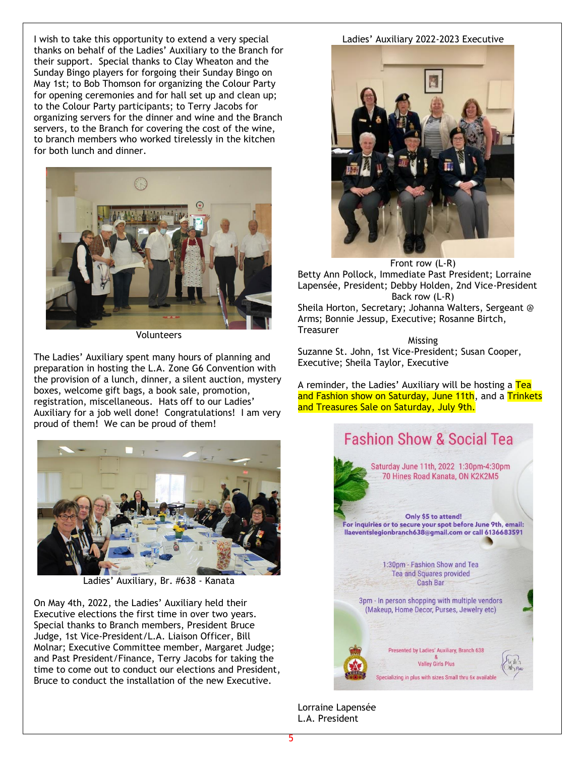I wish to take this opportunity to extend a very special thanks on behalf of the Ladies' Auxiliary to the Branch for their support. Special thanks to Clay Wheaton and the Sunday Bingo players for forgoing their Sunday Bingo on May 1st; to Bob Thomson for organizing the Colour Party for opening ceremonies and for hall set up and clean up; to the Colour Party participants; to Terry Jacobs for organizing servers for the dinner and wine and the Branch servers, to the Branch for covering the cost of the wine, to branch members who worked tirelessly in the kitchen for both lunch and dinner.

Volunteers

The Ladies' Auxiliary spent many hours of planning and preparation in hosting the L.A. Zone G6 Convention with the provision of a lunch, dinner, a silent auction, mystery boxes, welcome gift bags, a book sale, promotion, registration, miscellaneous. Hats off to our Ladies' Auxiliary for a job well done! Congratulations! I am very proud of them! We can be proud of them!

Ladies' Auxiliary, Br. #638 - Kanata

On May 4th, 2022, the Ladies' Auxiliary held their Executive elections the first time in over two years. Special thanks to Branch members, President Bruce Judge, 1st Vice-President/L.A. Liaison Officer, Bill Molnar; Executive Committee member, Margaret Judge; and Past President/Finance, Terry Jacobs for taking the time to come out to conduct our elections and President, Bruce to conduct the installation of the new Executive.

Ladies' Auxiliary 2022-2023 Executive

Front row (L-R)

Betty Ann Pollock, Immediate Past President; Lorraine Lapensée, President; Debby Holden, 2nd Vice-President

Back row (L-R)

Sheila Horton, Secretary; Johanna Walters, Sergeant @ Arms; Bonnie Jessup, Executive; Rosanne Birtch, Treasurer

Missing

Suzanne St. John, 1st Vice-President; Susan Cooper, Executive; Sheila Taylor, Executive

A reminder, the Ladies' Auxiliary will be hosting a Tea and Fashion show on Saturday, June 11th, and a Trinkets and Treasures Sale on Saturday, July 9th.

## Fashion Show & Social Tea

Saturday June 11th, 2022 1:30pm-4:30pm
70 Hines Road Kanata, ON K2K2M5

**Only $5 to attend!**
**For inquiries or to secure your spot before June 9th, email: llaeventslegionbranch638@gmail.com or call 6136683591**

1:30pm - Fashion Show and Tea
Tea and Squares provided
Cash Bar

3pm - In person shopping with multiple vendors
(Makeup, Home Decor, Purses, Jewelry etc)

Presented by Ladies' Auxiliary, Branch 638
&
Valley Girls Plus

Specializing in plus with sizes Small thru 6x available

Lorraine Lapensée
L.A. President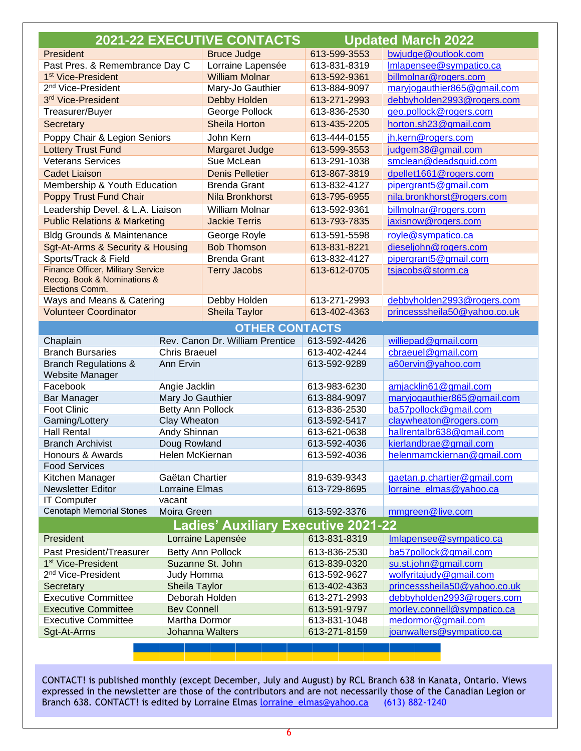## 2021-22 EXECUTIVE CONTACTS — Updated March 2022

| | | | |
|---|---|---|---|
| President | Bruce Judge | 613-599-3553 | bwjudge@outlook.com |
| Past Pres. & Remembrance Day C | Lorraine Lapensée | 613-831-8319 | lmlapensee@sympatico.ca |
| 1st Vice-President | William Molnar | 613-592-9361 | billmolnar@rogers.com |
| 2nd Vice-President | Mary-Jo Gauthier | 613-884-9097 | maryjogauthier865@gmail.com |
| 3rd Vice-President | Debby Holden | 613-271-2993 | debbyholden2993@rogers.com |
| Treasurer/Buyer | George Pollock | 613-836-2530 | geo.pollock@rogers.com |
| Secretary | Sheila Horton | 613-435-2205 | horton.sh23@gmail.com |
| Poppy Chair & Legion Seniors | John Kern | 613-444-0155 | jh.kern@rogers.com |
| Lottery Trust Fund | Margaret Judge | 613-599-3553 | judgem38@gmail.com |
| Veterans Services | Sue McLean | 613-291-1038 | smclean@deadsquid.com |
| Cadet Liaison | Denis Pelletier | 613-867-3819 | dpellet1661@rogers.com |
| Membership & Youth Education | Brenda Grant | 613-832-4127 | pipergrant5@gmail.com |
| Poppy Trust Fund Chair | Nila Bronkhorst | 613-795-6955 | nila.bronkhorst@rogers.com |
| Leadership Devel. & L.A. Liaison | William Molnar | 613-592-9361 | billmolnar@rogers.com |
| Public Relations & Marketing | Jackie Terris | 613-793-7835 | jaxisnow@rogers.com |
| Bldg Grounds & Maintenance | George Royle | 613-591-5598 | royle@sympatico.ca |
| Sgt-At-Arms & Security & Housing | Bob Thomson | 613-831-8221 | dieseljohn@rogers.com |
| Sports/Track & Field | Brenda Grant | 613-832-4127 | pipergrant5@gmail.com |
| Finance Officer, Military Service Recog. Book & Nominations & Elections Comm. | Terry Jacobs | 613-612-0705 | tsjacobs@storm.ca |
| Ways and Means & Catering | Debby Holden | 613-271-2993 | debbyholden2993@rogers.com |
| Volunteer Coordinator | Sheila Taylor | 613-402-4363 | princesssheila50@yahoo.co.uk |

## OTHER CONTACTS

| | | | |
|---|---|---|---|
| Chaplain | Rev. Canon Dr. William Prentice | 613-592-4426 | williepad@gmail.com |
| Branch Bursaries | Chris Braeuel | 613-402-4244 | cbraeuel@gmail.com |
| Branch Regulations & Website Manager | Ann Ervin | 613-592-9289 | a60ervin@yahoo.com |
| Facebook | Angie Jacklin | 613-983-6230 | amjacklin61@gmail.com |
| Bar Manager | Mary Jo Gauthier | 613-884-9097 | maryjogauthier865@gmail.com |
| Foot Clinic | Betty Ann Pollock | 613-836-2530 | ba57pollock@gmail.com |
| Gaming/Lottery | Clay Wheaton | 613-592-5417 | claywheaton@rogers.com |
| Hall Rental | Andy Shinnan | 613-621-0638 | hallrentalbr638@gmail.com |
| Branch Archivist | Doug Rowland | 613-592-4036 | kierlandbrae@gmail.com |
| Honours & Awards | Helen McKiernan | 613-592-4036 | helenmamckiernan@gmail.com |
| Food Services | | | |
| Kitchen Manager | Gaëtan Chartier | 819-639-9343 | gaetan.p.chartier@gmail.com |
| Newsletter Editor | Lorraine Elmas | 613-729-8695 | lorraine_elmas@yahoo.ca |
| IT Computer | vacant | | |
| Cenotaph Memorial Stones | Moira Green | 613-592-3376 | mmgreen@live.com |

## Ladies' Auxiliary Executive 2021-22

| | | | |
|---|---|---|---|
| President | Lorraine Lapensée | 613-831-8319 | lmlapensee@sympatico.ca |
| Past President/Treasurer | Betty Ann Pollock | 613-836-2530 | ba57pollock@gmail.com |
| 1st Vice-President | Suzanne St. John | 613-839-0320 | su.st.john@gmail.com |
| 2nd Vice-President | Judy Homma | 613-592-9627 | wolfyritajudy@gmail.com |
| Secretary | Sheila Taylor | 613-402-4363 | princesssheila50@yahoo.co.uk |
| Executive Committee | Deborah Holden | 613-271-2993 | debbyholden2993@rogers.com |
| Executive Committee | Bev Connell | 613-591-9797 | morley.connell@sympatico.ca |
| Executive Committee | Martha Dormor | 613-831-1048 | medormor@gmail.com |
| Sgt-At-Arms | Johanna Walters | 613-271-8159 | joanwalters@sympatico.ca |

CONTACT! is published monthly (except December, July and August) by RCL Branch 638 in Kanata, Ontario. Views expressed in the newsletter are those of the contributors and are not necessarily those of the Canadian Legion or Branch 638. CONTACT! is edited by Lorraine Elmas lorraine_elmas@yahoo.ca (613) 882-1240